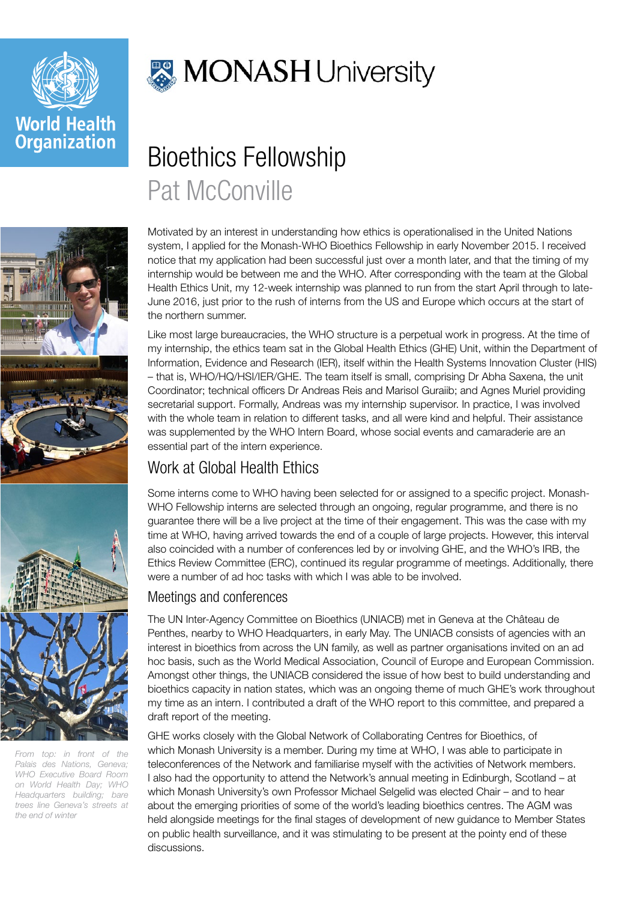World Health Organization

MONASH University

# Bioethics Fellowship

## Pat McConville

From top: in front of the Palais des Nations, Geneva; WHO Executive Board Room on World Health Day; WHO Headquarters building; bare trees line Geneva's streets at the end of winter

Motivated by an interest in understanding how ethics is operationalised in the United Nations system, I applied for the Monash-WHO Bioethics Fellowship in early November 2015. I received notice that my application had been successful just over a month later, and that the timing of my internship would be between me and the WHO. After corresponding with the team at the Global Health Ethics Unit, my 12-week internship was planned to run from the start April through to late-June 2016, just prior to the rush of interns from the US and Europe which occurs at the start of the northern summer.

Like most large bureaucracies, the WHO structure is a perpetual work in progress. At the time of my internship, the ethics team sat in the Global Health Ethics (GHE) Unit, within the Department of Information, Evidence and Research (IER), itself within the Health Systems Innovation Cluster (HIS) – that is, WHO/HQ/HSI/IER/GHE. The team itself is small, comprising Dr Abha Saxena, the unit Coordinator; technical officers Dr Andreas Reis and Marisol Guraiib; and Agnes Muriel providing secretarial support. Formally, Andreas was my internship supervisor. In practice, I was involved with the whole team in relation to different tasks, and all were kind and helpful. Their assistance was supplemented by the WHO Intern Board, whose social events and camaraderie are an essential part of the intern experience.

## Work at Global Health Ethics

Some interns come to WHO having been selected for or assigned to a specific project. Monash-WHO Fellowship interns are selected through an ongoing, regular programme, and there is no guarantee there will be a live project at the time of their engagement. This was the case with my time at WHO, having arrived towards the end of a couple of large projects. However, this interval also coincided with a number of conferences led by or involving GHE, and the WHO's IRB, the Ethics Review Committee (ERC), continued its regular programme of meetings. Additionally, there were a number of ad hoc tasks with which I was able to be involved.

### Meetings and conferences

The UN Inter-Agency Committee on Bioethics (UNIACB) met in Geneva at the Château de Penthes, nearby to WHO Headquarters, in early May. The UNIACB consists of agencies with an interest in bioethics from across the UN family, as well as partner organisations invited on an ad hoc basis, such as the World Medical Association, Council of Europe and European Commission. Amongst other things, the UNIACB considered the issue of how best to build understanding and bioethics capacity in nation states, which was an ongoing theme of much GHE's work throughout my time as an intern. I contributed a draft of the WHO report to this committee, and prepared a draft report of the meeting.

GHE works closely with the Global Network of Collaborating Centres for Bioethics, of which Monash University is a member. During my time at WHO, I was able to participate in teleconferences of the Network and familiarise myself with the activities of Network members. I also had the opportunity to attend the Network's annual meeting in Edinburgh, Scotland – at which Monash University's own Professor Michael Selgelid was elected Chair – and to hear about the emerging priorities of some of the world's leading bioethics centres. The AGM was held alongside meetings for the final stages of development of new guidance to Member States on public health surveillance, and it was stimulating to be present at the pointy end of these discussions.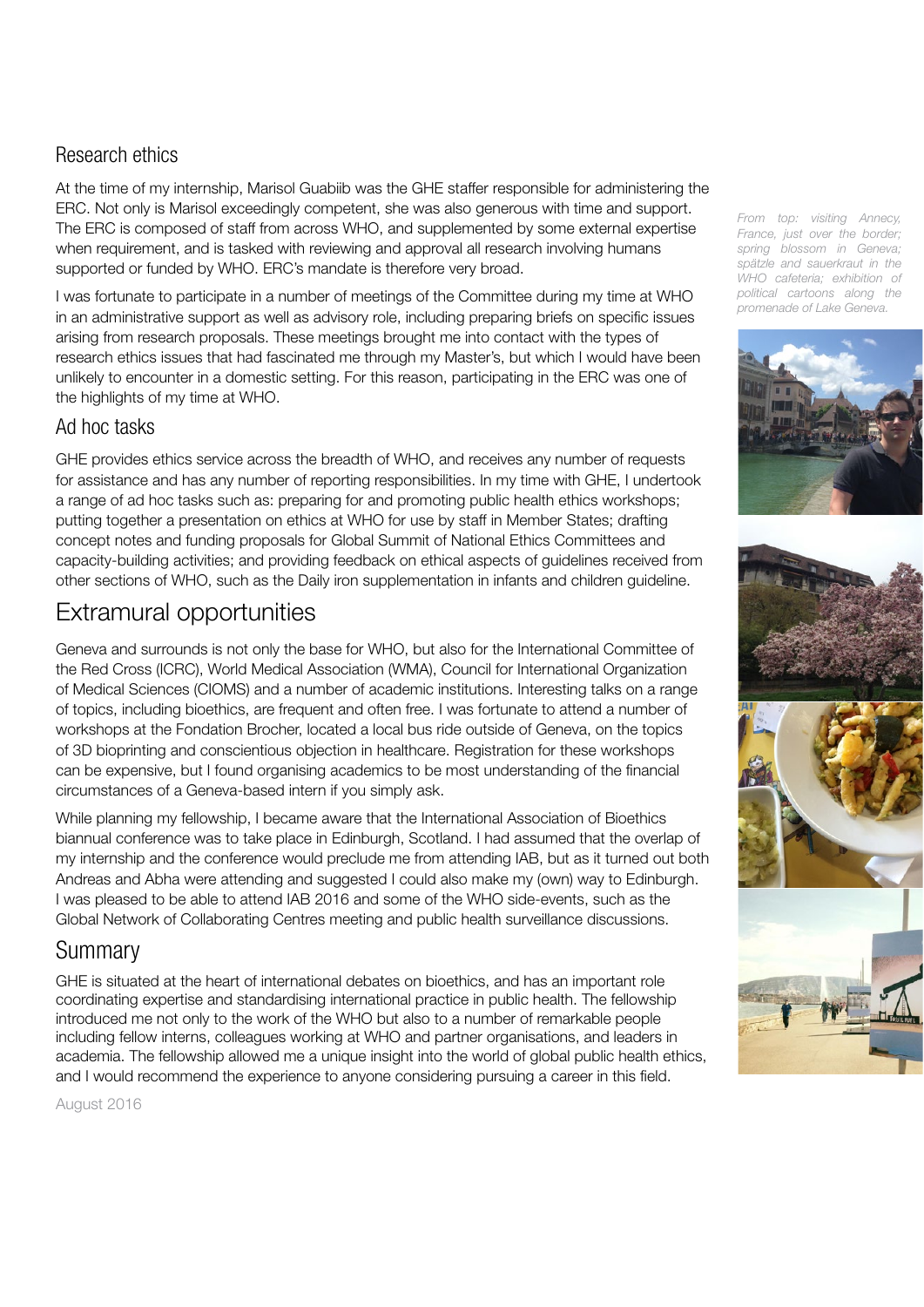## Research ethics

At the time of my internship, Marisol Guabiib was the GHE staffer responsible for administering the ERC. Not only is Marisol exceedingly competent, she was also generous with time and support. The ERC is composed of staff from across WHO, and supplemented by some external expertise when requirement, and is tasked with reviewing and approval all research involving humans supported or funded by WHO. ERC's mandate is therefore very broad.

I was fortunate to participate in a number of meetings of the Committee during my time at WHO in an administrative support as well as advisory role, including preparing briefs on specific issues arising from research proposals. These meetings brought me into contact with the types of research ethics issues that had fascinated me through my Master's, but which I would have been unlikely to encounter in a domestic setting. For this reason, participating in the ERC was one of the highlights of my time at WHO.

## Ad hoc tasks

GHE provides ethics service across the breadth of WHO, and receives any number of requests for assistance and has any number of reporting responsibilities. In my time with GHE, I undertook a range of ad hoc tasks such as: preparing for and promoting public health ethics workshops; putting together a presentation on ethics at WHO for use by staff in Member States; drafting concept notes and funding proposals for Global Summit of National Ethics Committees and capacity-building activities; and providing feedback on ethical aspects of guidelines received from other sections of WHO, such as the Daily iron supplementation in infants and children guideline.

# Extramural opportunities

Geneva and surrounds is not only the base for WHO, but also for the International Committee of the Red Cross (ICRC), World Medical Association (WMA), Council for International Organization of Medical Sciences (CIOMS) and a number of academic institutions. Interesting talks on a range of topics, including bioethics, are frequent and often free. I was fortunate to attend a number of workshops at the Fondation Brocher, located a local bus ride outside of Geneva, on the topics of 3D bioprinting and conscientious objection in healthcare. Registration for these workshops can be expensive, but I found organising academics to be most understanding of the financial circumstances of a Geneva-based intern if you simply ask.

While planning my fellowship, I became aware that the International Association of Bioethics biannual conference was to take place in Edinburgh, Scotland. I had assumed that the overlap of my internship and the conference would preclude me from attending IAB, but as it turned out both Andreas and Abha were attending and suggested I could also make my (own) way to Edinburgh. I was pleased to be able to attend IAB 2016 and some of the WHO side-events, such as the Global Network of Collaborating Centres meeting and public health surveillance discussions.

# Summary

GHE is situated at the heart of international debates on bioethics, and has an important role coordinating expertise and standardising international practice in public health. The fellowship introduced me not only to the work of the WHO but also to a number of remarkable people including fellow interns, colleagues working at WHO and partner organisations, and leaders in academia. The fellowship allowed me a unique insight into the world of global public health ethics, and I would recommend the experience to anyone considering pursuing a career in this field.

August 2016

*From top: visiting Annecy, France, just over the border; spring blossom in Geneva; spätzle and sauerkraut in the WHO cafeteria; exhibition of political cartoons along the promenade of Lake Geneva.*